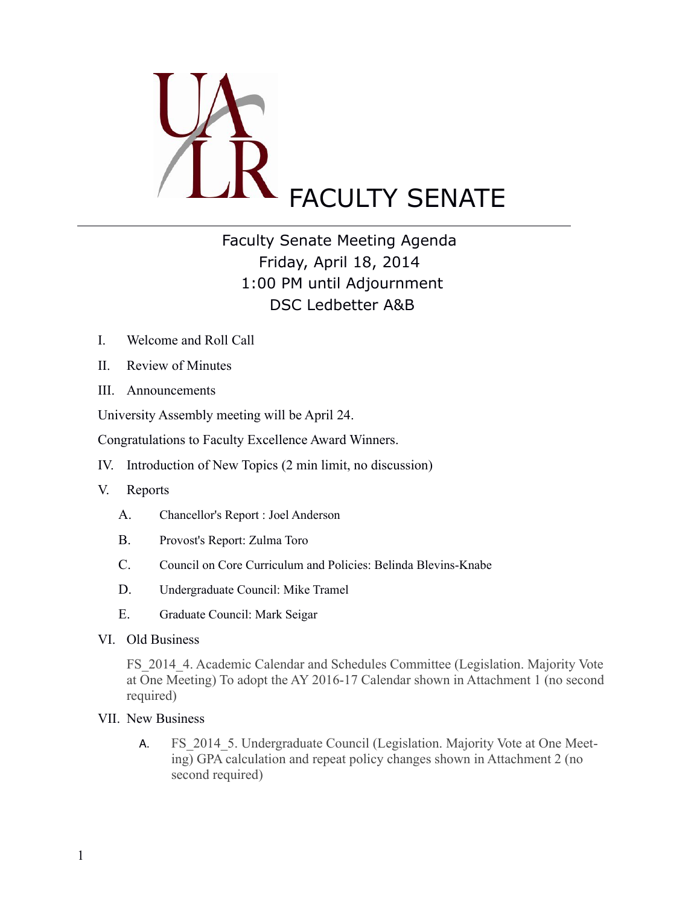# UALR FACULTY SENATE

## Faculty Senate Meeting Agenda
Friday, April 18, 2014
1:00 PM until Adjournment
DSC Ledbetter A&B

I. Welcome and Roll Call

II. Review of Minutes

III. Announcements

University Assembly meeting will be April 24.

Congratulations to Faculty Excellence Award Winners.

IV. Introduction of New Topics (2 min limit, no discussion)

V. Reports

- A. Chancellor's Report : Joel Anderson
- B. Provost's Report: Zulma Toro
- C. Council on Core Curriculum and Policies: Belinda Blevins-Knabe
- D. Undergraduate Council: Mike Tramel
- E. Graduate Council: Mark Seigar

VI. Old Business

FS_2014_4. Academic Calendar and Schedules Committee (Legislation. Majority Vote at One Meeting) To adopt the AY 2016-17 Calendar shown in Attachment 1 (no second required)

VII. New Business

- A. FS_2014_5. Undergraduate Council (Legislation. Majority Vote at One Meeting) GPA calculation and repeat policy changes shown in Attachment 2 (no second required)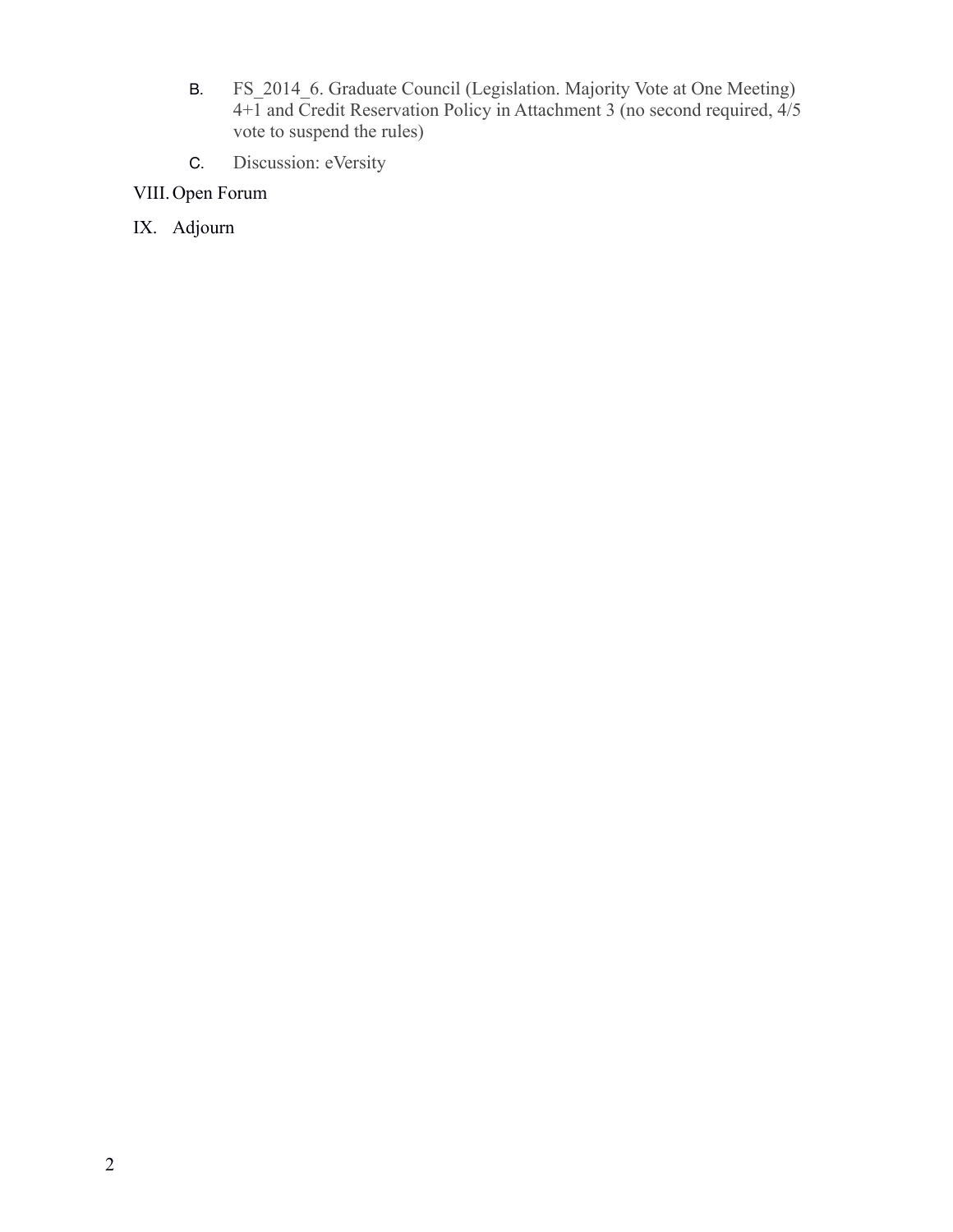B. FS_2014_6. Graduate Council (Legislation. Majority Vote at One Meeting) 4+1 and Credit Reservation Policy in Attachment 3 (no second required, 4/5 vote to suspend the rules)

C. Discussion: eVersity

VIII. Open Forum

IX. Adjourn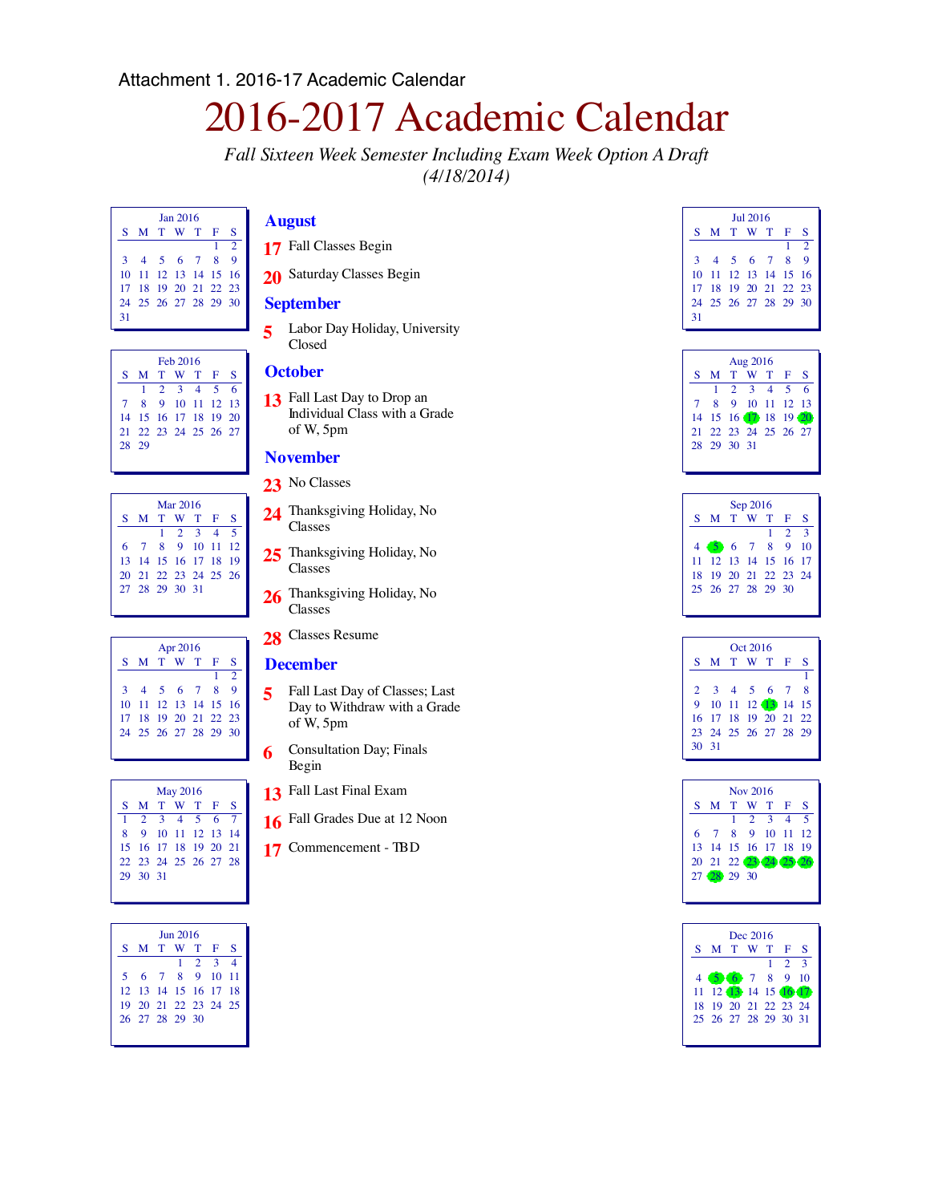Attachment 1. 2016-17 Academic Calendar

# 2016-2017 Academic Calendar

*Fall Sixteen Week Semester Including Exam Week Option A Draft (4/18/2014)*

## August

**17** Fall Classes Begin

**20** Saturday Classes Begin

## September

**5** Labor Day Holiday, University Closed

## October

**13** Fall Last Day to Drop an Individual Class with a Grade of W, 5pm

## November

**23** No Classes

**24** Thanksgiving Holiday, No Classes

**25** Thanksgiving Holiday, No Classes

**26** Thanksgiving Holiday, No Classes

**28** Classes Resume

## December

**5** Fall Last Day of Classes; Last Day to Withdraw with a Grade of W, 5pm

**6** Consultation Day; Finals Begin

**13** Fall Last Final Exam

**16** Fall Grades Due at 12 Noon

**17** Commencement - TBD

**Jan 2016**

| S | M | T | W | T | F | S |
|---|---|---|---|---|---|---|
| | | | | | 1 | 2 |
| 3 | 4 | 5 | 6 | 7 | 8 | 9 |
| 10 | 11 | 12 | 13 | 14 | 15 | 16 |
| 17 | 18 | 19 | 20 | 21 | 22 | 23 |
| 24 | 25 | 26 | 27 | 28 | 29 | 30 |
| 31 | | | | | | |

**Feb 2016**

| S | M | T | W | T | F | S |
|---|---|---|---|---|---|---|
| | 1 | 2 | 3 | 4 | 5 | 6 |
| 7 | 8 | 9 | 10 | 11 | 12 | 13 |
| 14 | 15 | 16 | 17 | 18 | 19 | 20 |
| 21 | 22 | 23 | 24 | 25 | 26 | 27 |
| 28 | 29 | | | | | |

**Mar 2016**

| S | M | T | W | T | F | S |
|---|---|---|---|---|---|---|
| | | 1 | 2 | 3 | 4 | 5 |
| 6 | 7 | 8 | 9 | 10 | 11 | 12 |
| 13 | 14 | 15 | 16 | 17 | 18 | 19 |
| 20 | 21 | 22 | 23 | 24 | 25 | 26 |
| 27 | 28 | 29 | 30 | 31 | | |

**Apr 2016**

| S | M | T | W | T | F | S |
|---|---|---|---|---|---|---|
| | | | | | 1 | 2 |
| 3 | 4 | 5 | 6 | 7 | 8 | 9 |
| 10 | 11 | 12 | 13 | 14 | 15 | 16 |
| 17 | 18 | 19 | 20 | 21 | 22 | 23 |
| 24 | 25 | 26 | 27 | 28 | 29 | 30 |

**May 2016**

| S | M | T | W | T | F | S |
|---|---|---|---|---|---|---|
| 1 | 2 | 3 | 4 | 5 | 6 | 7 |
| 8 | 9 | 10 | 11 | 12 | 13 | 14 |
| 15 | 16 | 17 | 18 | 19 | 20 | 21 |
| 22 | 23 | 24 | 25 | 26 | 27 | 28 |
| 29 | 30 | 31 | | | | |

**Jun 2016**

| S | M | T | W | T | F | S |
|---|---|---|---|---|---|---|
| | | | 1 | 2 | 3 | 4 |
| 5 | 6 | 7 | 8 | 9 | 10 | 11 |
| 12 | 13 | 14 | 15 | 16 | 17 | 18 |
| 19 | 20 | 21 | 22 | 23 | 24 | 25 |
| 26 | 27 | 28 | 29 | 30 | | |

**Jul 2016**

| S | M | T | W | T | F | S |
|---|---|---|---|---|---|---|
| | | | | | 1 | 2 |
| 3 | 4 | 5 | 6 | 7 | 8 | 9 |
| 10 | 11 | 12 | 13 | 14 | 15 | 16 |
| 17 | 18 | 19 | 20 | 21 | 22 | 23 |
| 24 | 25 | 26 | 27 | 28 | 29 | 30 |
| 31 | | | | | | |

**Aug 2016**

| S | M | T | W | T | F | S |
|---|---|---|---|---|---|---|
| | 1 | 2 | 3 | 4 | 5 | 6 |
| 7 | 8 | 9 | 10 | 11 | 12 | 13 |
| 14 | 15 | 16 | 17 | 18 | 19 | 20 |
| 21 | 22 | 23 | 24 | 25 | 26 | 27 |
| 28 | 29 | 30 | 31 | | | |

**Sep 2016**

| S | M | T | W | T | F | S |
|---|---|---|---|---|---|---|
| | | | | 1 | 2 | 3 |
| 4 | 5 | 6 | 7 | 8 | 9 | 10 |
| 11 | 12 | 13 | 14 | 15 | 16 | 17 |
| 18 | 19 | 20 | 21 | 22 | 23 | 24 |
| 25 | 26 | 27 | 28 | 29 | 30 | |

**Oct 2016**

| S | M | T | W | T | F | S |
|---|---|---|---|---|---|---|
| | | | | | | 1 |
| 2 | 3 | 4 | 5 | 6 | 7 | 8 |
| 9 | 10 | 11 | 12 | 13 | 14 | 15 |
| 16 | 17 | 18 | 19 | 20 | 21 | 22 |
| 23 | 24 | 25 | 26 | 27 | 28 | 29 |
| 30 | 31 | | | | | |

**Nov 2016**

| S | M | T | W | T | F | S |
|---|---|---|---|---|---|---|
| | | 1 | 2 | 3 | 4 | 5 |
| 6 | 7 | 8 | 9 | 10 | 11 | 12 |
| 13 | 14 | 15 | 16 | 17 | 18 | 19 |
| 20 | 21 | 22 | 23 | 24 | 25 | 26 |
| 27 | 28 | 29 | 30 | | | |

**Dec 2016**

| S | M | T | W | T | F | S |
|---|---|---|---|---|---|---|
| | | | | 1 | 2 | 3 |
| 4 | 5 | 6 | 7 | 8 | 9 | 10 |
| 11 | 12 | 13 | 14 | 15 | 16 | 17 |
| 18 | 19 | 20 | 21 | 22 | 23 | 24 |
| 25 | 26 | 27 | 28 | 29 | 30 | 31 |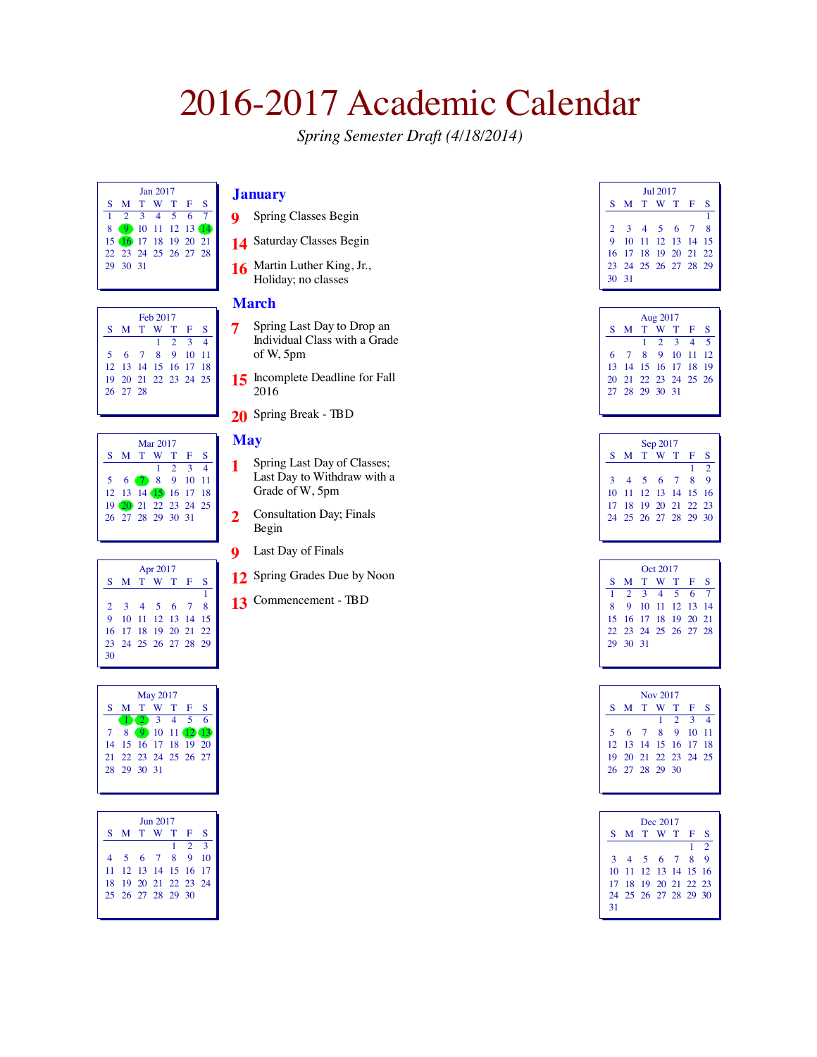# 2016-2017 Academic Calendar

*Spring Semester Draft (4/18/2014)*

## January

**9** Spring Classes Begin

**14** Saturday Classes Begin

**16** Martin Luther King, Jr., Holiday; no classes

## March

**7** Spring Last Day to Drop an Individual Class with a Grade of W, 5pm

**15** Incomplete Deadline for Fall 2016

**20** Spring Break - TBD

## May

**1** Spring Last Day of Classes; Last Day to Withdraw with a Grade of W, 5pm

**2** Consultation Day; Finals Begin

**9** Last Day of Finals

**12** Spring Grades Due by Noon

**13** Commencement - TBD

Jan 2017

| S | M | T | W | T | F | S |
|---|---|---|---|---|---|---|
| 1 | 2 | 3 | 4 | 5 | 6 | 7 |
| 8 | 9 | 10 | 11 | 12 | 13 | 14 |
| 15 | 16 | 17 | 18 | 19 | 20 | 21 |
| 22 | 23 | 24 | 25 | 26 | 27 | 28 |
| 29 | 30 | 31 | | | | |

Feb 2017

| S | M | T | W | T | F | S |
|---|---|---|---|---|---|---|
| | | | 1 | 2 | 3 | 4 |
| 5 | 6 | 7 | 8 | 9 | 10 | 11 |
| 12 | 13 | 14 | 15 | 16 | 17 | 18 |
| 19 | 20 | 21 | 22 | 23 | 24 | 25 |
| 26 | 27 | 28 | | | | |

Mar 2017

| S | M | T | W | T | F | S |
|---|---|---|---|---|---|---|
| | | | 1 | 2 | 3 | 4 |
| 5 | 6 | 7 | 8 | 9 | 10 | 11 |
| 12 | 13 | 14 | 15 | 16 | 17 | 18 |
| 19 | 20 | 21 | 22 | 23 | 24 | 25 |
| 26 | 27 | 28 | 29 | 30 | 31 | |

Apr 2017

| S | M | T | W | T | F | S |
|---|---|---|---|---|---|---|
| | | | | | | 1 |
| 2 | 3 | 4 | 5 | 6 | 7 | 8 |
| 9 | 10 | 11 | 12 | 13 | 14 | 15 |
| 16 | 17 | 18 | 19 | 20 | 21 | 22 |
| 23 | 24 | 25 | 26 | 27 | 28 | 29 |
| 30 | | | | | | |

May 2017

| S | M | T | W | T | F | S |
|---|---|---|---|---|---|---|
| | 1 | 2 | 3 | 4 | 5 | 6 |
| 7 | 8 | 9 | 10 | 11 | 12 | 13 |
| 14 | 15 | 16 | 17 | 18 | 19 | 20 |
| 21 | 22 | 23 | 24 | 25 | 26 | 27 |
| 28 | 29 | 30 | 31 | | | |

Jun 2017

| S | M | T | W | T | F | S |
|---|---|---|---|---|---|---|
| | | | | 1 | 2 | 3 |
| 4 | 5 | 6 | 7 | 8 | 9 | 10 |
| 11 | 12 | 13 | 14 | 15 | 16 | 17 |
| 18 | 19 | 20 | 21 | 22 | 23 | 24 |
| 25 | 26 | 27 | 28 | 29 | 30 | |

Jul 2017

| S | M | T | W | T | F | S |
|---|---|---|---|---|---|---|
| | | | | | | 1 |
| 2 | 3 | 4 | 5 | 6 | 7 | 8 |
| 9 | 10 | 11 | 12 | 13 | 14 | 15 |
| 16 | 17 | 18 | 19 | 20 | 21 | 22 |
| 23 | 24 | 25 | 26 | 27 | 28 | 29 |
| 30 | 31 | | | | | |

Aug 2017

| S | M | T | W | T | F | S |
|---|---|---|---|---|---|---|
| | | 1 | 2 | 3 | 4 | 5 |
| 6 | 7 | 8 | 9 | 10 | 11 | 12 |
| 13 | 14 | 15 | 16 | 17 | 18 | 19 |
| 20 | 21 | 22 | 23 | 24 | 25 | 26 |
| 27 | 28 | 29 | 30 | 31 | | |

Sep 2017

| S | M | T | W | T | F | S |
|---|---|---|---|---|---|---|
| | | | | | 1 | 2 |
| 3 | 4 | 5 | 6 | 7 | 8 | 9 |
| 10 | 11 | 12 | 13 | 14 | 15 | 16 |
| 17 | 18 | 19 | 20 | 21 | 22 | 23 |
| 24 | 25 | 26 | 27 | 28 | 29 | 30 |

Oct 2017

| S | M | T | W | T | F | S |
|---|---|---|---|---|---|---|
| 1 | 2 | 3 | 4 | 5 | 6 | 7 |
| 8 | 9 | 10 | 11 | 12 | 13 | 14 |
| 15 | 16 | 17 | 18 | 19 | 20 | 21 |
| 22 | 23 | 24 | 25 | 26 | 27 | 28 |
| 29 | 30 | 31 | | | | |

Nov 2017

| S | M | T | W | T | F | S |
|---|---|---|---|---|---|---|
| | | | 1 | 2 | 3 | 4 |
| 5 | 6 | 7 | 8 | 9 | 10 | 11 |
| 12 | 13 | 14 | 15 | 16 | 17 | 18 |
| 19 | 20 | 21 | 22 | 23 | 24 | 25 |
| 26 | 27 | 28 | 29 | 30 | | |

Dec 2017

| S | M | T | W | T | F | S |
|---|---|---|---|---|---|---|
| | | | | | 1 | 2 |
| 3 | 4 | 5 | 6 | 7 | 8 | 9 |
| 10 | 11 | 12 | 13 | 14 | 15 | 16 |
| 17 | 18 | 19 | 20 | 21 | 22 | 23 |
| 24 | 25 | 26 | 27 | 28 | 29 | 30 |
| 31 | | | | | | |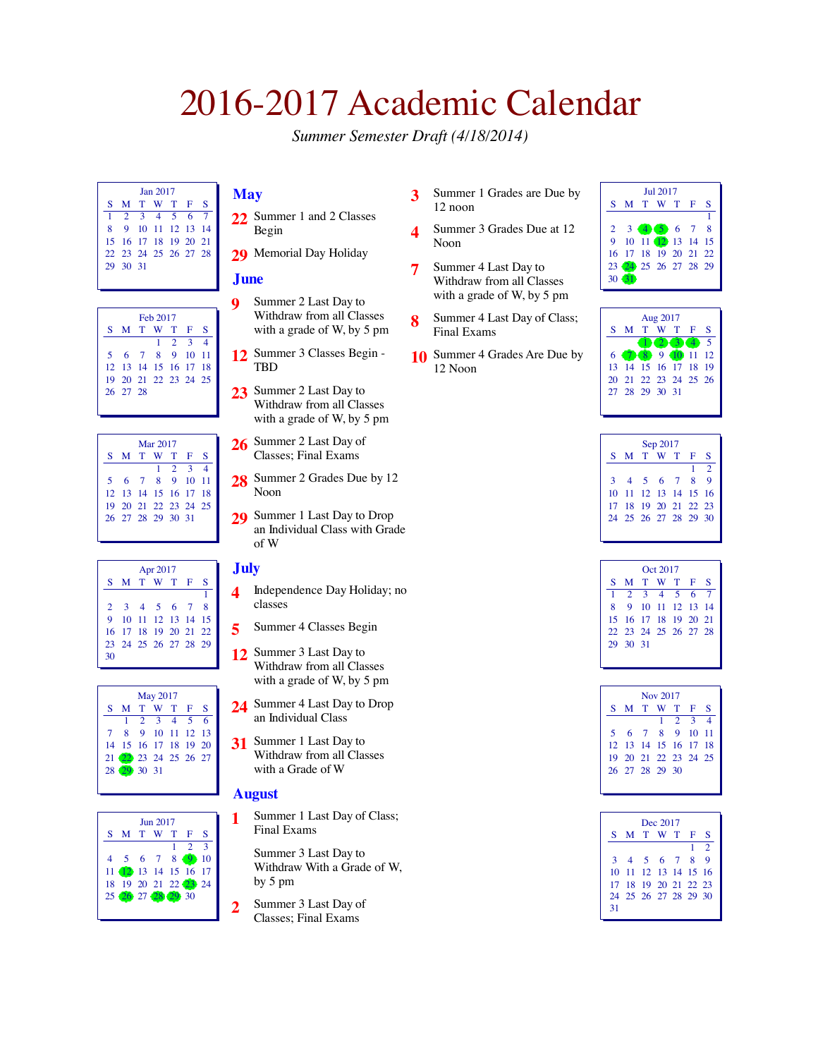# 2016-2017 Academic Calendar

*Summer Semester Draft (4/18/2014)*

**Jan 2017**

| S | M | T | W | T | F | S |
|---|---|---|---|---|---|---|
| 1 | 2 | 3 | 4 | 5 | 6 | 7 |
| 8 | 9 | 10 | 11 | 12 | 13 | 14 |
| 15 | 16 | 17 | 18 | 19 | 20 | 21 |
| 22 | 23 | 24 | 25 | 26 | 27 | 28 |
| 29 | 30 | 31 | | | | |

**Feb 2017**

| S | M | T | W | T | F | S |
|---|---|---|---|---|---|---|
| | | | 1 | 2 | 3 | 4 |
| 5 | 6 | 7 | 8 | 9 | 10 | 11 |
| 12 | 13 | 14 | 15 | 16 | 17 | 18 |
| 19 | 20 | 21 | 22 | 23 | 24 | 25 |
| 26 | 27 | 28 | | | | |

**Mar 2017**

| S | M | T | W | T | F | S |
|---|---|---|---|---|---|---|
| | | | 1 | 2 | 3 | 4 |
| 5 | 6 | 7 | 8 | 9 | 10 | 11 |
| 12 | 13 | 14 | 15 | 16 | 17 | 18 |
| 19 | 20 | 21 | 22 | 23 | 24 | 25 |
| 26 | 27 | 28 | 29 | 30 | 31 | |

**Apr 2017**

| S | M | T | W | T | F | S |
|---|---|---|---|---|---|---|
| | | | | | | 1 |
| 2 | 3 | 4 | 5 | 6 | 7 | 8 |
| 9 | 10 | 11 | 12 | 13 | 14 | 15 |
| 16 | 17 | 18 | 19 | 20 | 21 | 22 |
| 23 | 24 | 25 | 26 | 27 | 28 | 29 |
| 30 | | | | | | |

**May 2017**

| S | M | T | W | T | F | S |
|---|---|---|---|---|---|---|
| | 1 | 2 | 3 | 4 | 5 | 6 |
| 7 | 8 | 9 | 10 | 11 | 12 | 13 |
| 14 | 15 | 16 | 17 | 18 | 19 | 20 |
| 21 | 22 | 23 | 24 | 25 | 26 | 27 |
| 28 | 29 | 30 | 31 | | | |

**Jun 2017**

| S | M | T | W | T | F | S |
|---|---|---|---|---|---|---|
| | | | | 1 | 2 | 3 |
| 4 | 5 | 6 | 7 | 8 | 9 | 10 |
| 11 | 12 | 13 | 14 | 15 | 16 | 17 |
| 18 | 19 | 20 | 21 | 22 | 23 | 24 |
| 25 | 26 | 27 | 28 | 29 | 30 | |

## May

**22** Summer 1 and 2 Classes Begin

**29** Memorial Day Holiday

## June

**9** Summer 2 Last Day to Withdraw from all Classes with a grade of W, by 5 pm

**12** Summer 3 Classes Begin - TBD

**23** Summer 2 Last Day to Withdraw from all Classes with a grade of W, by 5 pm

**26** Summer 2 Last Day of Classes; Final Exams

**28** Summer 2 Grades Due by 12 Noon

**29** Summer 1 Last Day to Drop an Individual Class with Grade of W

## July

**4** Independence Day Holiday; no classes

**5** Summer 4 Classes Begin

**12** Summer 3 Last Day to Withdraw from all Classes with a grade of W, by 5 pm

**24** Summer 4 Last Day to Drop an Individual Class

**31** Summer 1 Last Day to Withdraw from all Classes with a Grade of W

## August

**1** Summer 1 Last Day of Class; Final Exams

Summer 3 Last Day to Withdraw With a Grade of W, by 5 pm

**2** Summer 3 Last Day of Classes; Final Exams

**3** Summer 1 Grades are Due by 12 noon

**4** Summer 3 Grades Due at 12 Noon

**7** Summer 4 Last Day to Withdraw from all Classes with a grade of W, by 5 pm

**8** Summer 4 Last Day of Class; Final Exams

**10** Summer 4 Grades Are Due by 12 Noon

**Jul 2017**

| S | M | T | W | T | F | S |
|---|---|---|---|---|---|---|
| | | | | | | 1 |
| 2 | 3 | 4 | 5 | 6 | 7 | 8 |
| 9 | 10 | 11 | 12 | 13 | 14 | 15 |
| 16 | 17 | 18 | 19 | 20 | 21 | 22 |
| 23 | 24 | 25 | 26 | 27 | 28 | 29 |
| 30 | 31 | | | | | |

**Aug 2017**

| S | M | T | W | T | F | S |
|---|---|---|---|---|---|---|
| | | 1 | 2 | 3 | 4 | 5 |
| 6 | 7 | 8 | 9 | 10 | 11 | 12 |
| 13 | 14 | 15 | 16 | 17 | 18 | 19 |
| 20 | 21 | 22 | 23 | 24 | 25 | 26 |
| 27 | 28 | 29 | 30 | 31 | | |

**Sep 2017**

| S | M | T | W | T | F | S |
|---|---|---|---|---|---|---|
| | | | | | 1 | 2 |
| 3 | 4 | 5 | 6 | 7 | 8 | 9 |
| 10 | 11 | 12 | 13 | 14 | 15 | 16 |
| 17 | 18 | 19 | 20 | 21 | 22 | 23 |
| 24 | 25 | 26 | 27 | 28 | 29 | 30 |

**Oct 2017**

| S | M | T | W | T | F | S |
|---|---|---|---|---|---|---|
| 1 | 2 | 3 | 4 | 5 | 6 | 7 |
| 8 | 9 | 10 | 11 | 12 | 13 | 14 |
| 15 | 16 | 17 | 18 | 19 | 20 | 21 |
| 22 | 23 | 24 | 25 | 26 | 27 | 28 |
| 29 | 30 | 31 | | | | |

**Nov 2017**

| S | M | T | W | T | F | S |
|---|---|---|---|---|---|---|
| | | | 1 | 2 | 3 | 4 |
| 5 | 6 | 7 | 8 | 9 | 10 | 11 |
| 12 | 13 | 14 | 15 | 16 | 17 | 18 |
| 19 | 20 | 21 | 22 | 23 | 24 | 25 |
| 26 | 27 | 28 | 29 | 30 | | |

**Dec 2017**

| S | M | T | W | T | F | S |
|---|---|---|---|---|---|---|
| | | | | | 1 | 2 |
| 3 | 4 | 5 | 6 | 7 | 8 | 9 |
| 10 | 11 | 12 | 13 | 14 | 15 | 16 |
| 17 | 18 | 19 | 20 | 21 | 22 | 23 |
| 24 | 25 | 26 | 27 | 28 | 29 | 30 |
| 31 | | | | | | |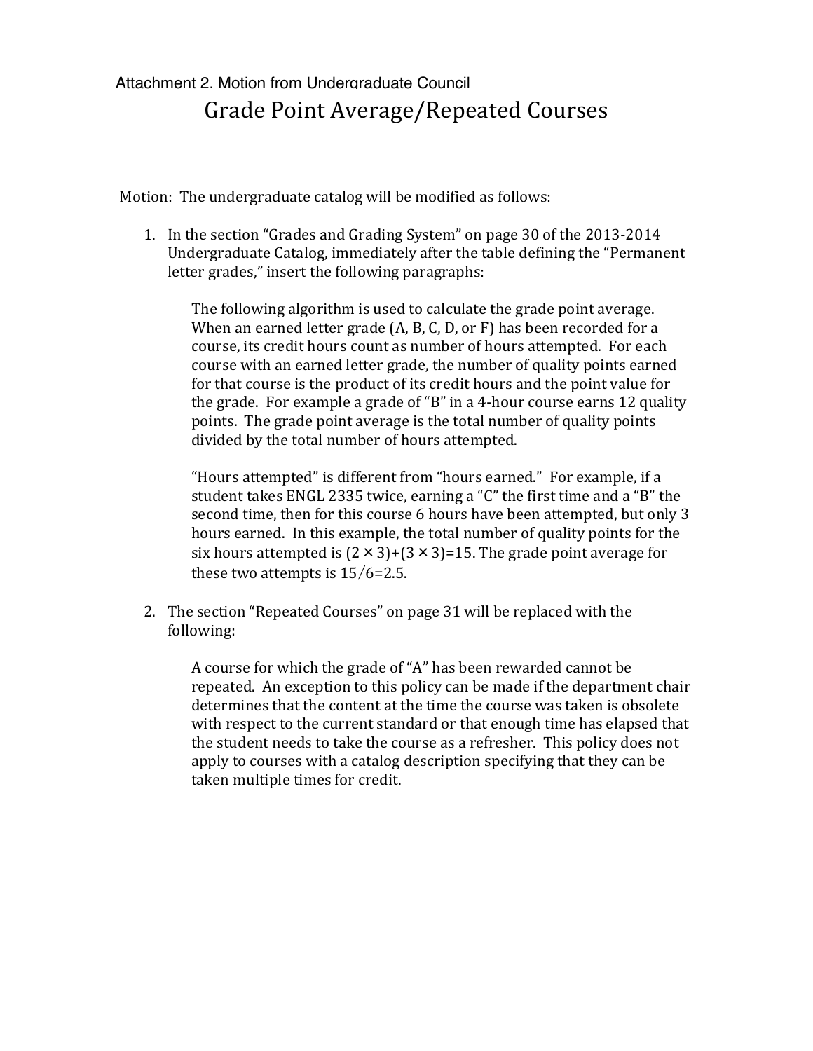Attachment 2. Motion from Undergraduate Council

# Grade Point Average/Repeated Courses

Motion: The undergraduate catalog will be modified as follows:

1. In the section "Grades and Grading System" on page 30 of the 2013-2014 Undergraduate Catalog, immediately after the table defining the "Permanent letter grades," insert the following paragraphs:

   The following algorithm is used to calculate the grade point average. When an earned letter grade (A, B, C, D, or F) has been recorded for a course, its credit hours count as number of hours attempted. For each course with an earned letter grade, the number of quality points earned for that course is the product of its credit hours and the point value for the grade. For example a grade of "B" in a 4-hour course earns 12 quality points. The grade point average is the total number of quality points divided by the total number of hours attempted.

   "Hours attempted" is different from "hours earned." For example, if a student takes ENGL 2335 twice, earning a "C" the first time and a "B" the second time, then for this course 6 hours have been attempted, but only 3 hours earned. In this example, the total number of quality points for the six hours attempted is $(2 \times 3)+(3 \times 3)=15$. The grade point average for these two attempts is $15/6=2.5$.

2. The section "Repeated Courses" on page 31 will be replaced with the following:

   A course for which the grade of "A" has been rewarded cannot be repeated. An exception to this policy can be made if the department chair determines that the content at the time the course was taken is obsolete with respect to the current standard or that enough time has elapsed that the student needs to take the course as a refresher. This policy does not apply to courses with a catalog description specifying that they can be taken multiple times for credit.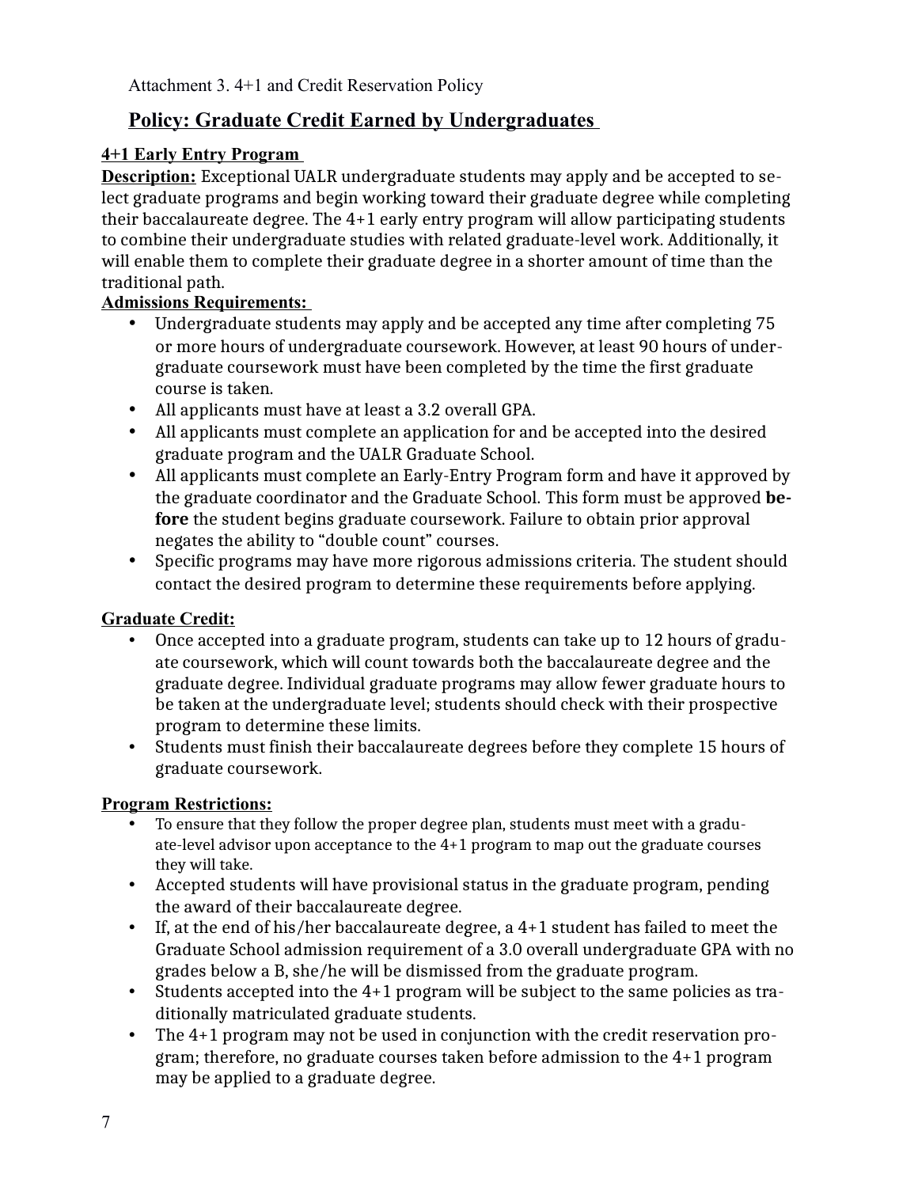Attachment 3. 4+1 and Credit Reservation Policy

## Policy: Graduate Credit Earned by Undergraduates

### 4+1 Early Entry Program

**Description:** Exceptional UALR undergraduate students may apply and be accepted to select graduate programs and begin working toward their graduate degree while completing their baccalaureate degree. The 4+1 early entry program will allow participating students to combine their undergraduate studies with related graduate-level work. Additionally, it will enable them to complete their graduate degree in a shorter amount of time than the traditional path.

**Admissions Requirements:**

- Undergraduate students may apply and be accepted any time after completing 75 or more hours of undergraduate coursework. However, at least 90 hours of undergraduate coursework must have been completed by the time the first graduate course is taken.
- All applicants must have at least a 3.2 overall GPA.
- All applicants must complete an application for and be accepted into the desired graduate program and the UALR Graduate School.
- All applicants must complete an Early-Entry Program form and have it approved by the graduate coordinator and the Graduate School. This form must be approved **before** the student begins graduate coursework. Failure to obtain prior approval negates the ability to "double count" courses.
- Specific programs may have more rigorous admissions criteria. The student should contact the desired program to determine these requirements before applying.

**Graduate Credit:**

- Once accepted into a graduate program, students can take up to 12 hours of graduate coursework, which will count towards both the baccalaureate degree and the graduate degree. Individual graduate programs may allow fewer graduate hours to be taken at the undergraduate level; students should check with their prospective program to determine these limits.
- Students must finish their baccalaureate degrees before they complete 15 hours of graduate coursework.

**Program Restrictions:**

- To ensure that they follow the proper degree plan, students must meet with a graduate-level advisor upon acceptance to the 4+1 program to map out the graduate courses they will take.
- Accepted students will have provisional status in the graduate program, pending the award of their baccalaureate degree.
- If, at the end of his/her baccalaureate degree, a 4+1 student has failed to meet the Graduate School admission requirement of a 3.0 overall undergraduate GPA with no grades below a B, she/he will be dismissed from the graduate program.
- Students accepted into the 4+1 program will be subject to the same policies as traditionally matriculated graduate students.
- The 4+1 program may not be used in conjunction with the credit reservation program; therefore, no graduate courses taken before admission to the 4+1 program may be applied to a graduate degree.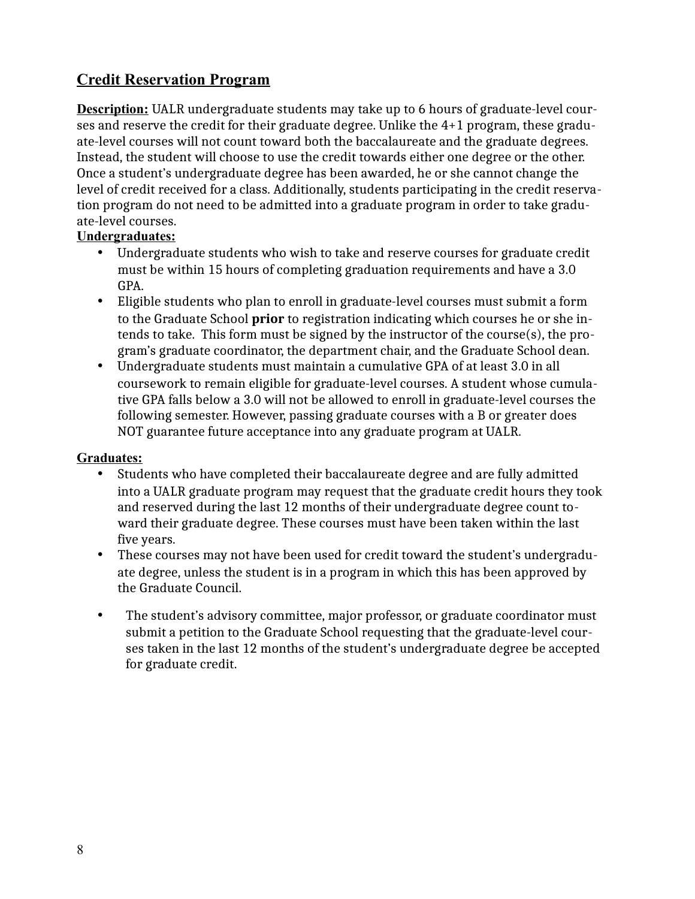## Credit Reservation Program

**Description:** UALR undergraduate students may take up to 6 hours of graduate-level courses and reserve the credit for their graduate degree. Unlike the 4+1 program, these graduate-level courses will not count toward both the baccalaureate and the graduate degrees. Instead, the student will choose to use the credit towards either one degree or the other. Once a student's undergraduate degree has been awarded, he or she cannot change the level of credit received for a class. Additionally, students participating in the credit reservation program do not need to be admitted into a graduate program in order to take graduate-level courses.

**Undergraduates:**

- Undergraduate students who wish to take and reserve courses for graduate credit must be within 15 hours of completing graduation requirements and have a 3.0 GPA.
- Eligible students who plan to enroll in graduate-level courses must submit a form to the Graduate School **prior** to registration indicating which courses he or she intends to take. This form must be signed by the instructor of the course(s), the program's graduate coordinator, the department chair, and the Graduate School dean.
- Undergraduate students must maintain a cumulative GPA of at least 3.0 in all coursework to remain eligible for graduate-level courses. A student whose cumulative GPA falls below a 3.0 will not be allowed to enroll in graduate-level courses the following semester. However, passing graduate courses with a B or greater does NOT guarantee future acceptance into any graduate program at UALR.

**Graduates:**

- Students who have completed their baccalaureate degree and are fully admitted into a UALR graduate program may request that the graduate credit hours they took and reserved during the last 12 months of their undergraduate degree count toward their graduate degree. These courses must have been taken within the last five years.
- These courses may not have been used for credit toward the student's undergraduate degree, unless the student is in a program in which this has been approved by the Graduate Council.
- The student's advisory committee, major professor, or graduate coordinator must submit a petition to the Graduate School requesting that the graduate-level courses taken in the last 12 months of the student's undergraduate degree be accepted for graduate credit.